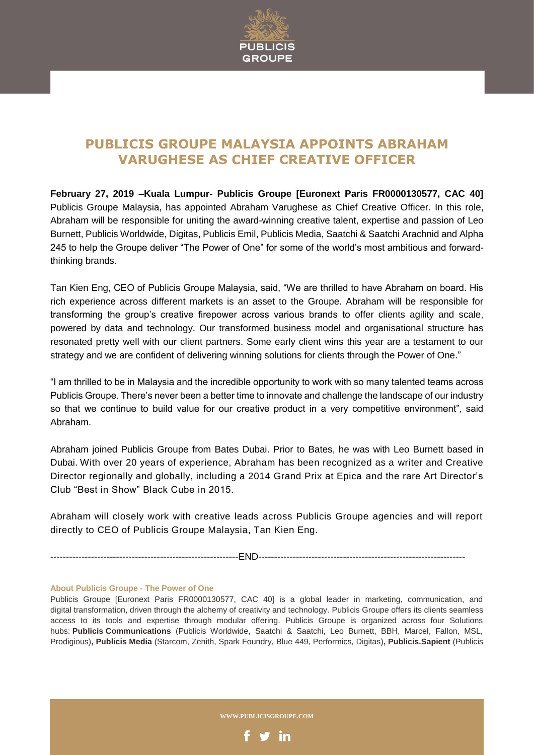# PUBLICIS GROUPE MALAYSIA APPOINTS ABRAHAM VARUGHESE AS CHIEF CREATIVE OFFICER

**February 27, 2019 –Kuala Lumpur- Publicis Groupe [Euronext Paris FR0000130577, CAC 40]** Publicis Groupe Malaysia, has appointed Abraham Varughese as Chief Creative Officer. In this role, Abraham will be responsible for uniting the award-winning creative talent, expertise and passion of Leo Burnett, Publicis Worldwide, Digitas, Publicis Emil, Publicis Media, Saatchi & Saatchi Arachnid and Alpha 245 to help the Groupe deliver "The Power of One" for some of the world's most ambitious and forward-thinking brands.

Tan Kien Eng, CEO of Publicis Groupe Malaysia, said, "We are thrilled to have Abraham on board. His rich experience across different markets is an asset to the Groupe. Abraham will be responsible for transforming the group's creative firepower across various brands to offer clients agility and scale, powered by data and technology. Our transformed business model and organisational structure has resonated pretty well with our client partners. Some early client wins this year are a testament to our strategy and we are confident of delivering winning solutions for clients through the Power of One."

"I am thrilled to be in Malaysia and the incredible opportunity to work with so many talented teams across Publicis Groupe. There's never been a better time to innovate and challenge the landscape of our industry so that we continue to build value for our creative product in a very competitive environment", said Abraham.

Abraham joined Publicis Groupe from Bates Dubai. Prior to Bates, he was with Leo Burnett based in Dubai. With over 20 years of experience, Abraham has been recognized as a writer and Creative Director regionally and globally, including a 2014 Grand Prix at Epica and the rare Art Director's Club "Best in Show" Black Cube in 2015.

Abraham will closely work with creative leads across Publicis Groupe agencies and will report directly to CEO of Publicis Groupe Malaysia, Tan Kien Eng.

------------------------------------------------------------END------------------------------------------------------------------

**About Publicis Groupe - The Power of One**

Publicis Groupe [Euronext Paris FR0000130577, CAC 40] is a global leader in marketing, communication, and digital transformation, driven through the alchemy of creativity and technology. Publicis Groupe offers its clients seamless access to its tools and expertise through modular offering. Publicis Groupe is organized across four Solutions hubs: **Publicis Communications** (Publicis Worldwide, Saatchi & Saatchi, Leo Burnett, BBH, Marcel, Fallon, MSL, Prodigious)**, Publicis Media** (Starcom, Zenith, Spark Foundry, Blue 449, Performics, Digitas)**, Publicis.Sapient** (Publicis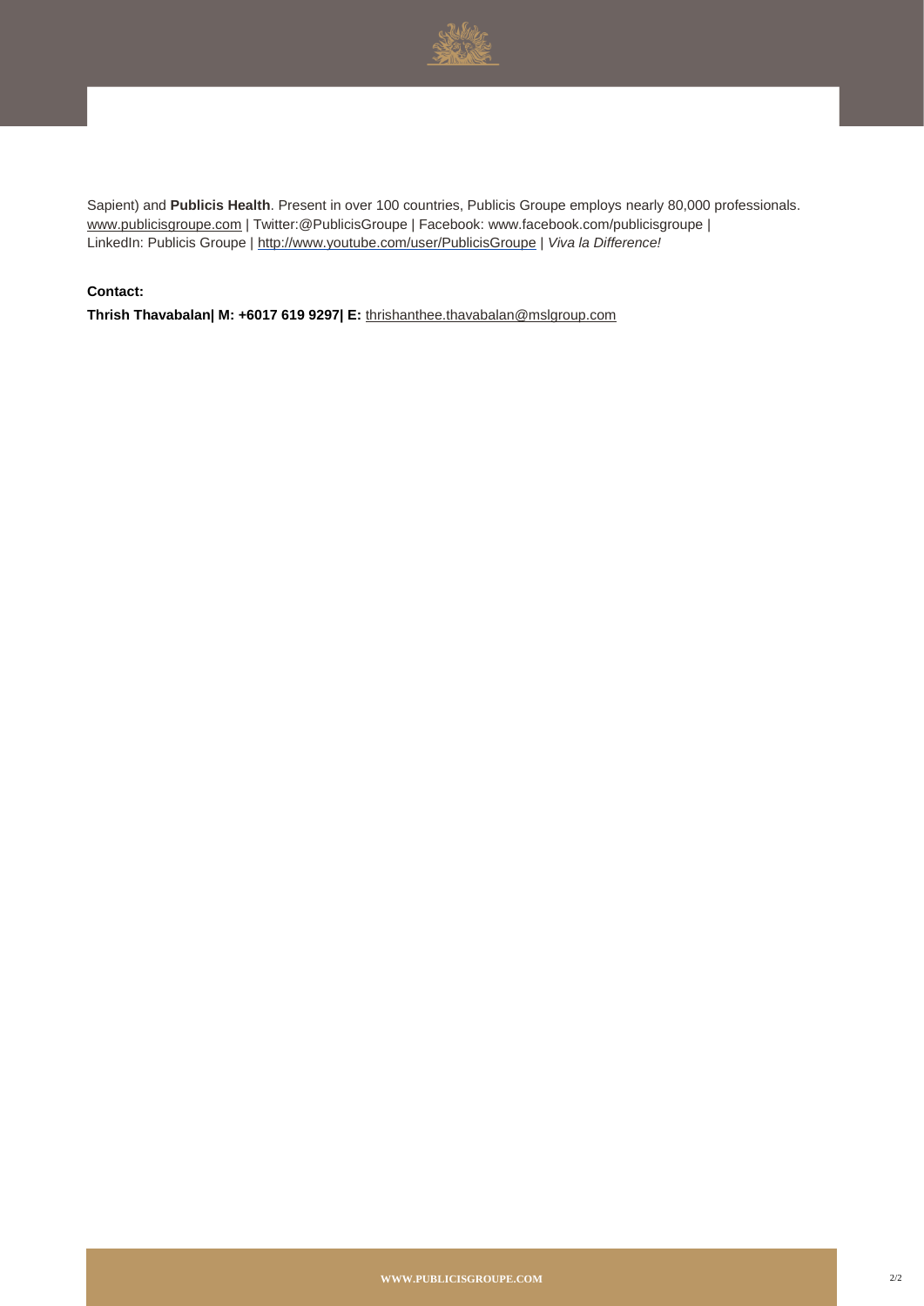Sapient) and **Publicis Health**. Present in over 100 countries, Publicis Groupe employs nearly 80,000 professionals.
www.publicisgroupe.com | Twitter:@PublicisGroupe | Facebook: www.facebook.com/publicisgroupe |
LinkedIn: Publicis Groupe | http://www.youtube.com/user/PublicisGroupe | *Viva la Difference!*

**Contact:**

**Thrish Thavabalan| M: +6017 619 9297| E:** thrishanthee.thavabalan@mslgroup.com